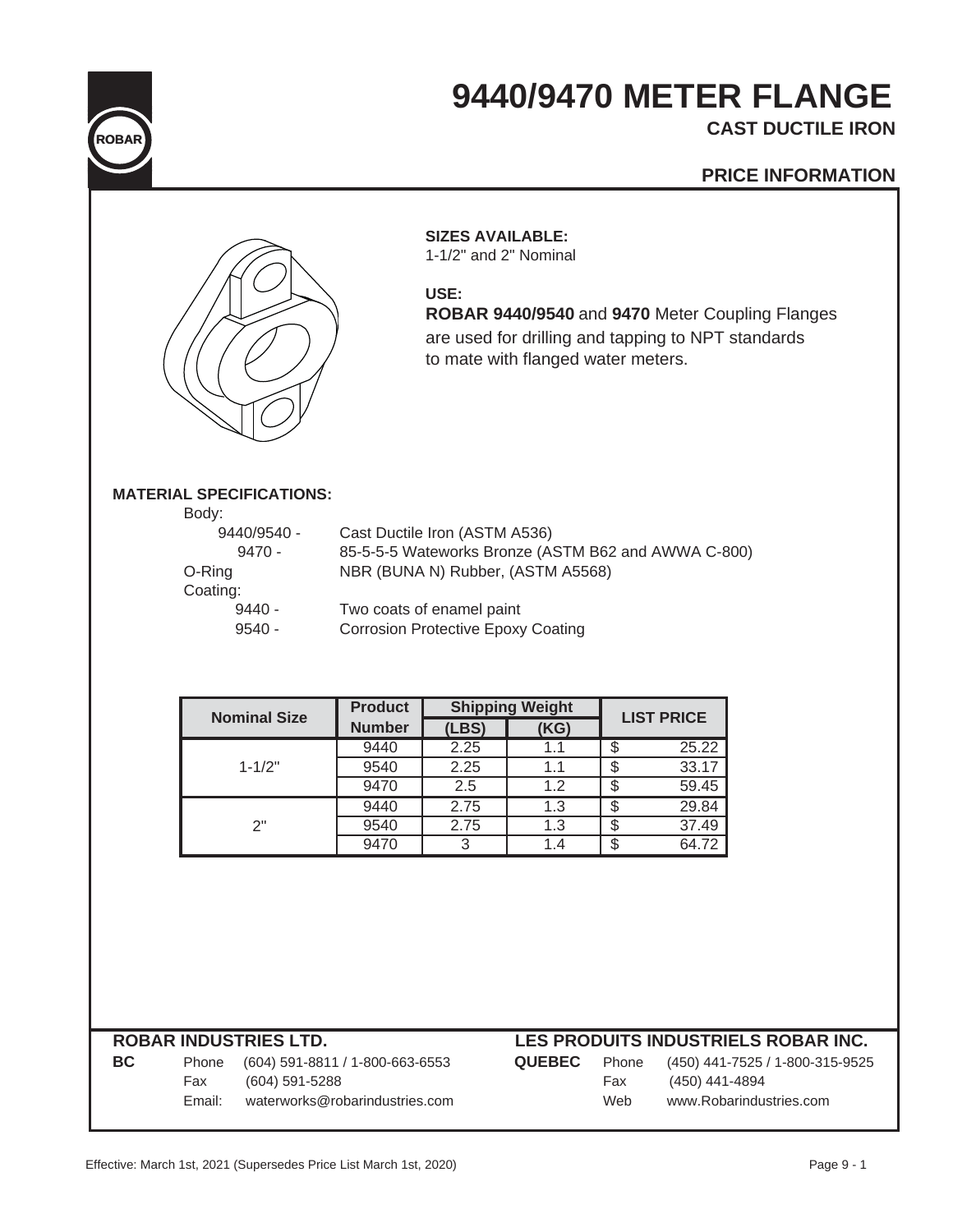# 9440/9470 METER FLANGE

**CAST DUCTILE IRON**

**PRICE INFORMATION**

**SIZES AVAILABLE:**
1-1/2" and 2" Nominal

**USE:**
**ROBAR 9440/9540** and **9470** Meter Coupling Flanges are used for drilling and tapping to NPT standards to mate with flanged water meters.

**MATERIAL SPECIFICATIONS:**

Body:
- 9440/9540 - Cast Ductile Iron (ASTM A536)
- 9470 - 85-5-5-5 Wateworks Bronze (ASTM B62 and AWWA C-800)

O-Ring: NBR (BUNA N) Rubber, (ASTM A5568)

Coating:
- 9440 - Two coats of enamel paint
- 9540 - Corrosion Protective Epoxy Coating

| Nominal Size | Product Number | Shipping Weight (LBS) | Shipping Weight (KG) | LIST PRICE |
|---|---|---|---|---|
| 1-1/2" | 9440 | 2.25 | 1.1 | $ 25.22 |
| | 9540 | 2.25 | 1.1 | $ 33.17 |
| | 9470 | 2.5 | 1.2 | $ 59.45 |
| 2" | 9440 | 2.75 | 1.3 | $ 29.84 |
| | 9540 | 2.75 | 1.3 | $ 37.49 |
| | 9470 | 3 | 1.4 | $ 64.72 |

**ROBAR INDUSTRIES LTD.**

**BC**
Phone (604) 591-8811 / 1-800-663-6553
Fax (604) 591-5288
Email: waterworks@robarindustries.com

**LES PRODUITS INDUSTRIELS ROBAR INC.**

**QUEBEC**
Phone (450) 441-7525 / 1-800-315-9525
Fax (450) 441-4894
Web www.Robarindustries.com

Effective: March 1st, 2021 (Supersedes Price List March 1st, 2020)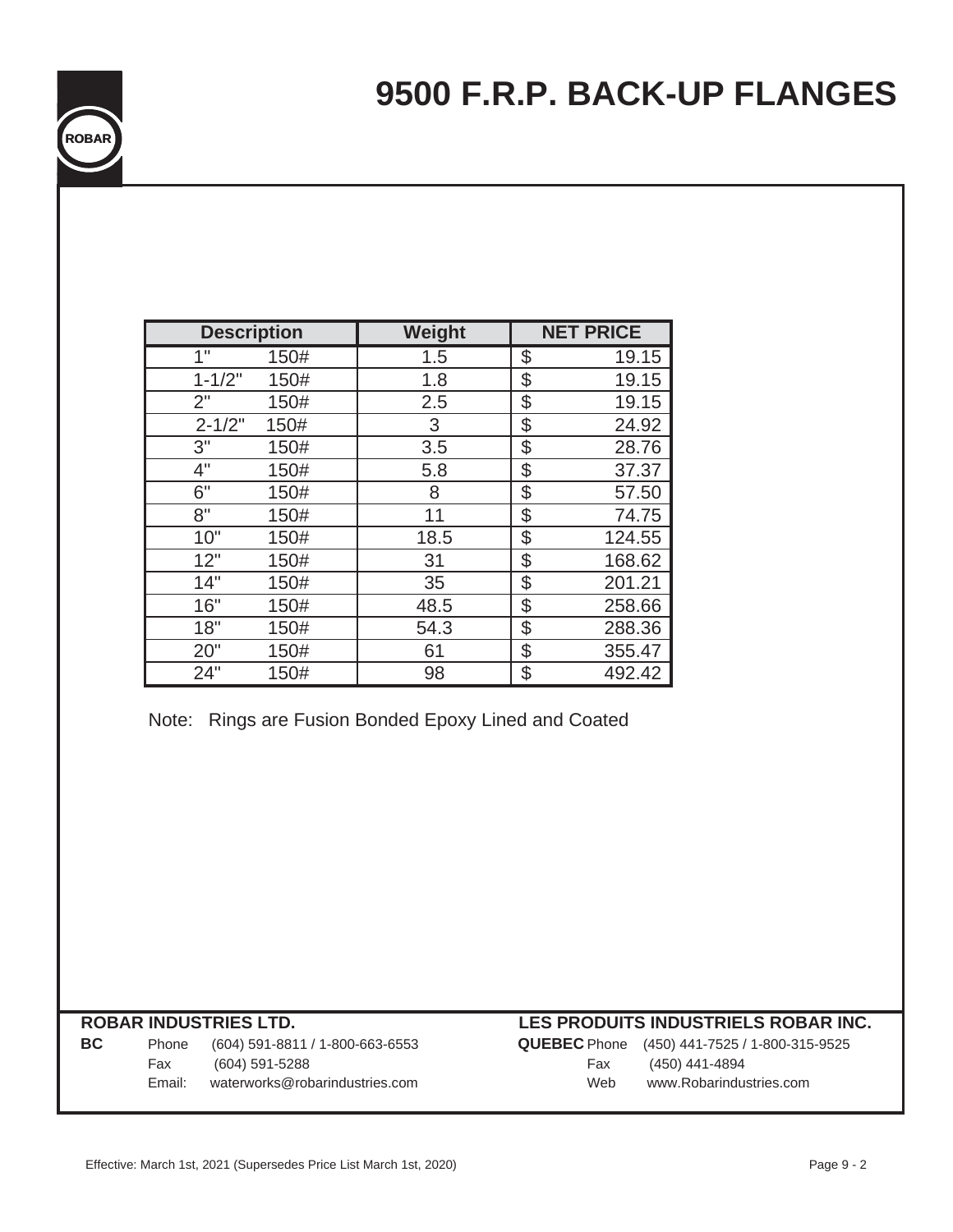# 9500 F.R.P. BACK-UP FLANGES

| Description | | Weight | NET PRICE |
|---|---|---|---|
| 1" | 150# | 1.5 | $ 19.15 |
| 1-1/2" | 150# | 1.8 | $ 19.15 |
| 2" | 150# | 2.5 | $ 19.15 |
| 2-1/2" | 150# | 3 | $ 24.92 |
| 3" | 150# | 3.5 | $ 28.76 |
| 4" | 150# | 5.8 | $ 37.37 |
| 6" | 150# | 8 | $ 57.50 |
| 8" | 150# | 11 | $ 74.75 |
| 10" | 150# | 18.5 | $ 124.55 |
| 12" | 150# | 31 | $ 168.62 |
| 14" | 150# | 35 | $ 201.21 |
| 16" | 150# | 48.5 | $ 258.66 |
| 18" | 150# | 54.3 | $ 288.36 |
| 20" | 150# | 61 | $ 355.47 |
| 24" | 150# | 98 | $ 492.42 |

Note: Rings are Fusion Bonded Epoxy Lined and Coated

**ROBAR INDUSTRIES LTD.**

**BC** Phone (604) 591-8811 / 1-800-663-6553
Fax (604) 591-5288
Email: waterworks@robarindustries.com

**LES PRODUITS INDUSTRIELS ROBAR INC.**

**QUEBEC** Phone (450) 441-7525 / 1-800-315-9525
Fax (450) 441-4894
Web www.Robarindustries.com

Effective: March 1st, 2021 (Supersedes Price List March 1st, 2020)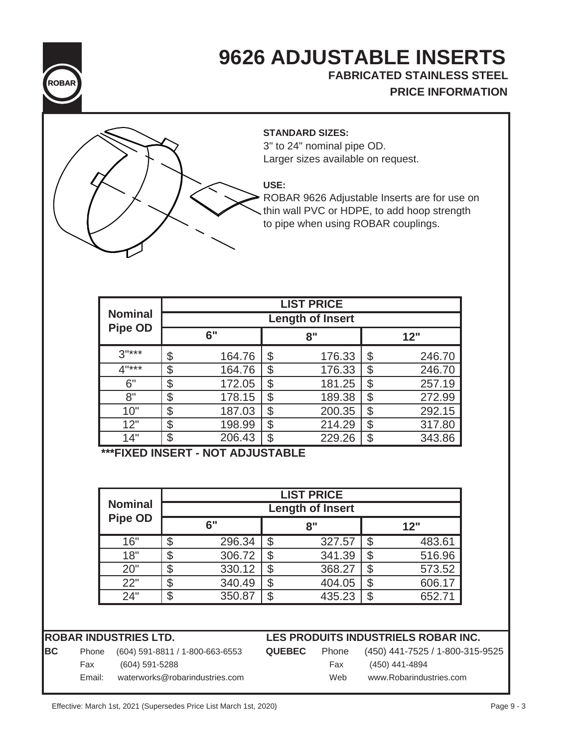ROBAR

# 9626 ADJUSTABLE INSERTS

## FABRICATED STAINLESS STEEL

## PRICE INFORMATION

**STANDARD SIZES:**
3" to 24" nominal pipe OD.
Larger sizes available on request.

**USE:**
ROBAR 9626 Adjustable Inserts are for use on thin wall PVC or HDPE, to add hoop strength to pipe when using ROBAR couplings.

| Nominal Pipe OD | LIST PRICE | | |
|---|---|---|---|
| | Length of Insert | | |
| | 6" | 8" | 12" |
| 3"*** | $ 164.76 | $ 176.33 | $ 246.70 |
| 4"*** | $ 164.76 | $ 176.33 | $ 246.70 |
| 6" | $ 172.05 | $ 181.25 | $ 257.19 |
| 8" | $ 178.15 | $ 189.38 | $ 272.99 |
| 10" | $ 187.03 | $ 200.35 | $ 292.15 |
| 12" | $ 198.99 | $ 214.29 | $ 317.80 |
| 14" | $ 206.43 | $ 229.26 | $ 343.86 |

**\*\*\*FIXED INSERT - NOT ADJUSTABLE**

| Nominal Pipe OD | LIST PRICE | | |
|---|---|---|---|
| | Length of Insert | | |
| | 6" | 8" | 12" |
| 16" | $ 296.34 | $ 327.57 | $ 483.61 |
| 18" | $ 306.72 | $ 341.39 | $ 516.96 |
| 20" | $ 330.12 | $ 368.27 | $ 573.52 |
| 22" | $ 340.49 | $ 404.05 | $ 606.17 |
| 24" | $ 350.87 | $ 435.23 | $ 652.71 |

**ROBAR INDUSTRIES LTD.**

**BC** Phone (604) 591-8811 / 1-800-663-6553
Fax (604) 591-5288
Email: waterworks@robarindustries.com

**LES PRODUITS INDUSTRIELS ROBAR INC.**

**QUEBEC** Phone (450) 441-7525 / 1-800-315-9525
Fax (450) 441-4894
Web www.Robarindustries.com

Effective: March 1st, 2021 (Supersedes Price List March 1st, 2020)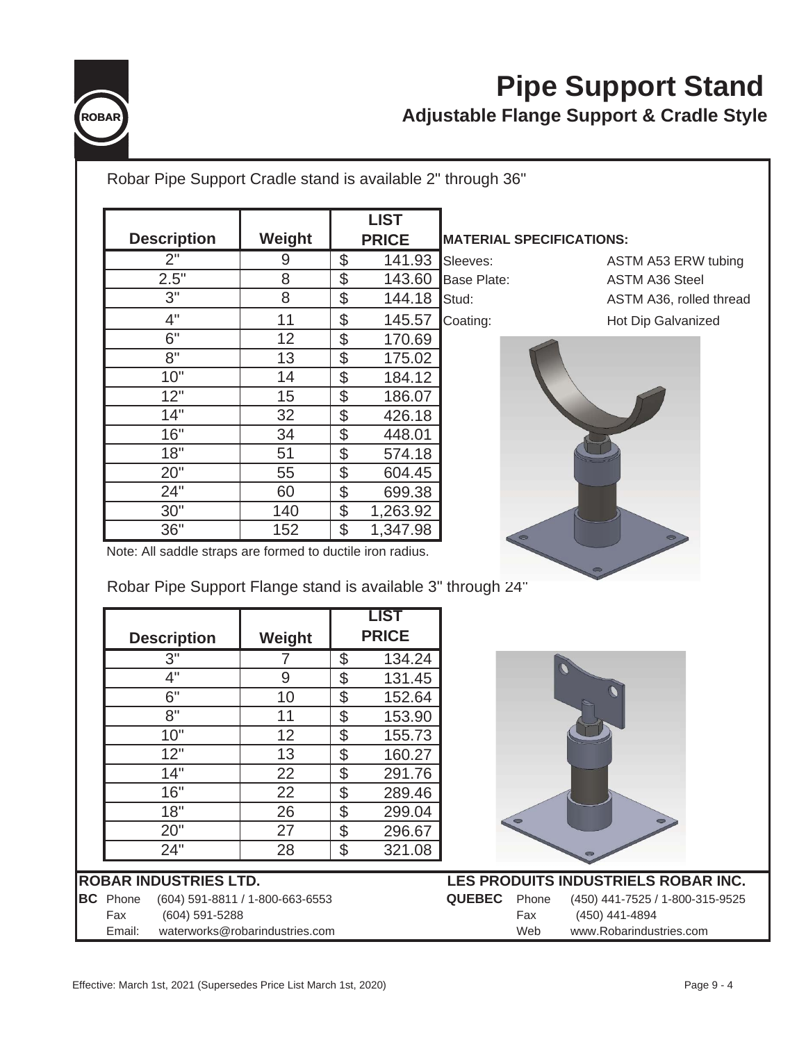# Pipe Support Stand

## Adjustable Flange Support & Cradle Style

Robar Pipe Support Cradle stand is available 2" through 36"

| Description | Weight | LIST PRICE |
|---|---|---|
| 2" | 9 | $ 141.93 |
| 2.5" | 8 | $ 143.60 |
| 3" | 8 | $ 144.18 |
| 4" | 11 | $ 145.57 |
| 6" | 12 | $ 170.69 |
| 8" | 13 | $ 175.02 |
| 10" | 14 | $ 184.12 |
| 12" | 15 | $ 186.07 |
| 14" | 32 | $ 426.18 |
| 16" | 34 | $ 448.01 |
| 18" | 51 | $ 574.18 |
| 20" | 55 | $ 604.45 |
| 24" | 60 | $ 699.38 |
| 30" | 140 | $ 1,263.92 |
| 36" | 152 | $ 1,347.98 |

**MATERIAL SPECIFICATIONS:**

| | |
|---|---|
| Sleeves: | ASTM A53 ERW tubing |
| Base Plate: | ASTM A36 Steel |
| Stud: | ASTM A36, rolled thread |
| Coating: | Hot Dip Galvanized |

Note: All saddle straps are formed to ductile iron radius.

Robar Pipe Support Flange stand is available 3" through 24"

| Description | Weight | LIST PRICE |
|---|---|---|
| 3" | 7 | $ 134.24 |
| 4" | 9 | $ 131.45 |
| 6" | 10 | $ 152.64 |
| 8" | 11 | $ 153.90 |
| 10" | 12 | $ 155.73 |
| 12" | 13 | $ 160.27 |
| 14" | 22 | $ 291.76 |
| 16" | 22 | $ 289.46 |
| 18" | 26 | $ 299.04 |
| 20" | 27 | $ 296.67 |
| 24" | 28 | $ 321.08 |

**ROBAR INDUSTRIES LTD.**

**BC** Phone (604) 591-8811 / 1-800-663-6553
Fax (604) 591-5288
Email: waterworks@robarindustries.com

**LES PRODUITS INDUSTRIELS ROBAR INC.**

**QUEBEC** Phone (450) 441-7525 / 1-800-315-9525
Fax (450) 441-4894
Web www.Robarindustries.com

Effective: March 1st, 2021 (Supersedes Price List March 1st, 2020)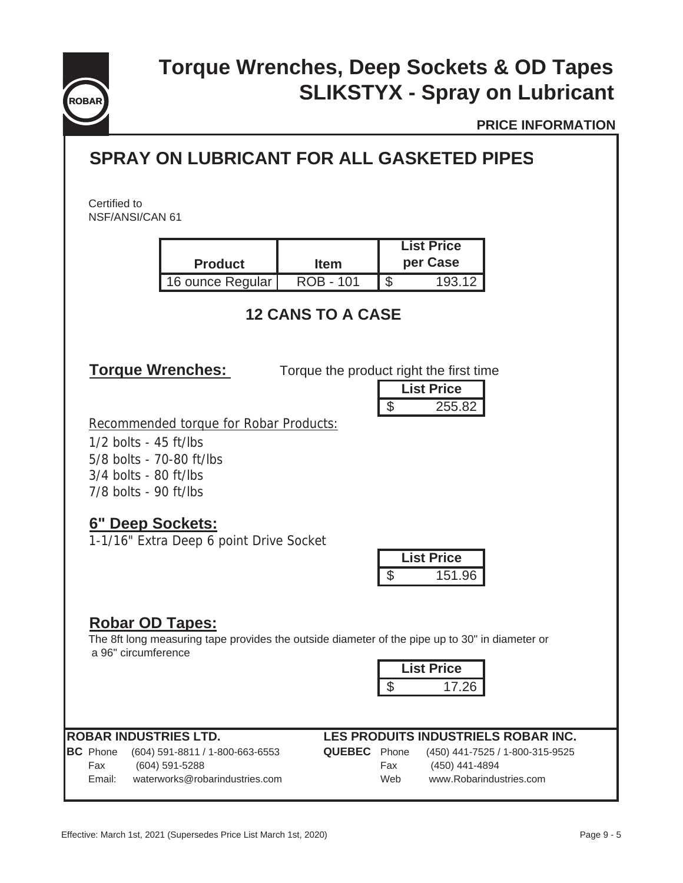# Torque Wrenches, Deep Sockets & OD Tapes
# SLIKSTYX - Spray on Lubricant

**PRICE INFORMATION**

## SPRAY ON LUBRICANT FOR ALL GASKETED PIPES

Certified to
NSF/ANSI/CAN 61

| Product | Item | List Price per Case |
|---|---|---|
| 16 ounce Regular | ROB - 101 | $ 193.12 |

**12 CANS TO A CASE**

### Torque Wrenches:

Torque the product right the first time

| List Price |
|---|
| $ 255.82 |

Recommended torque for Robar Products:

1/2 bolts - 45 ft/lbs
5/8 bolts - 70-80 ft/lbs
3/4 bolts - 80 ft/lbs
7/8 bolts - 90 ft/lbs

### 6" Deep Sockets:

1-1/16" Extra Deep 6 point Drive Socket

| List Price |
|---|
| $ 151.96 |

### Robar OD Tapes:

The 8ft long measuring tape provides the outside diameter of the pipe up to 30" in diameter or a 96" circumference

| List Price |
|---|
| $ 17.26 |

**ROBAR INDUSTRIES LTD.**

**BC** Phone (604) 591-8811 / 1-800-663-6553
Fax (604) 591-5288
Email: waterworks@robarindustries.com

**LES PRODUITS INDUSTRIELS ROBAR INC.**

**QUEBEC** Phone (450) 441-7525 / 1-800-315-9525
Fax (450) 441-4894
Web www.Robarindustries.com

Effective: March 1st, 2021 (Supersedes Price List March 1st, 2020)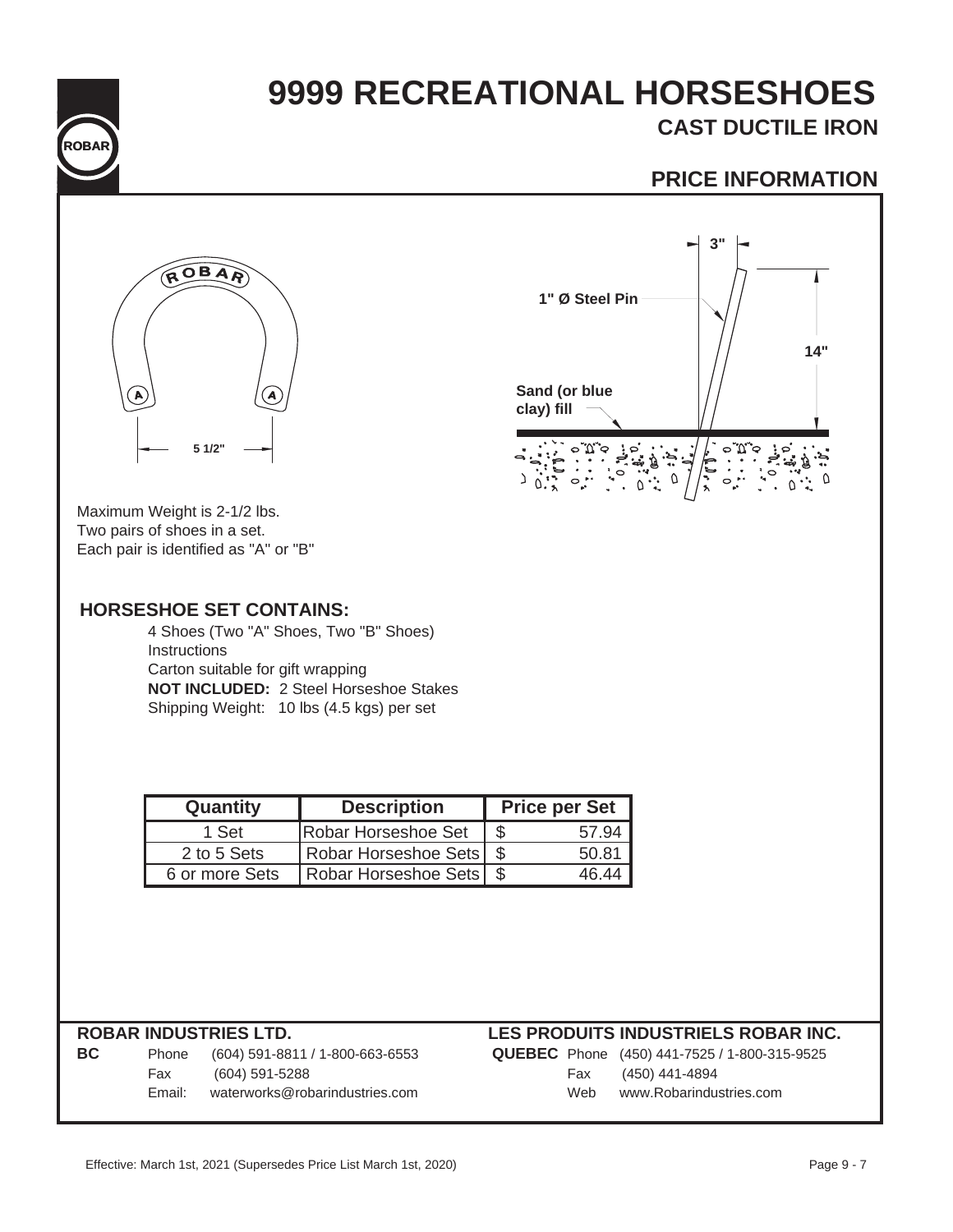# 9999 RECREATIONAL HORSESHOES

## CAST DUCTILE IRON

## PRICE INFORMATION

ROBAR

A A

5 1/2"

3"

1" Ø Steel Pin

14"

Sand (or blue clay) fill

Maximum Weight is 2-1/2 lbs.
Two pairs of shoes in a set.
Each pair is identified as "A" or "B"

### HORSESHOE SET CONTAINS:

4 Shoes (Two "A" Shoes, Two "B" Shoes)
Instructions
Carton suitable for gift wrapping
**NOT INCLUDED:** 2 Steel Horseshoe Stakes
Shipping Weight: 10 lbs (4.5 kgs) per set

| Quantity | Description | Price per Set |
|---|---|---|
| 1 Set | Robar Horseshoe Set | $ 57.94 |
| 2 to 5 Sets | Robar Horseshoe Sets | $ 50.81 |
| 6 or more Sets | Robar Horseshoe Sets | $ 46.44 |

**ROBAR INDUSTRIES LTD.**

**BC** Phone (604) 591-8811 / 1-800-663-6553
Fax (604) 591-5288
Email: waterworks@robarindustries.com

**LES PRODUITS INDUSTRIELS ROBAR INC.**

**QUEBEC** Phone (450) 441-7525 / 1-800-315-9525
Fax (450) 441-4894
Web www.Robarindustries.com

Effective: March 1st, 2021 (Supersedes Price List March 1st, 2020)